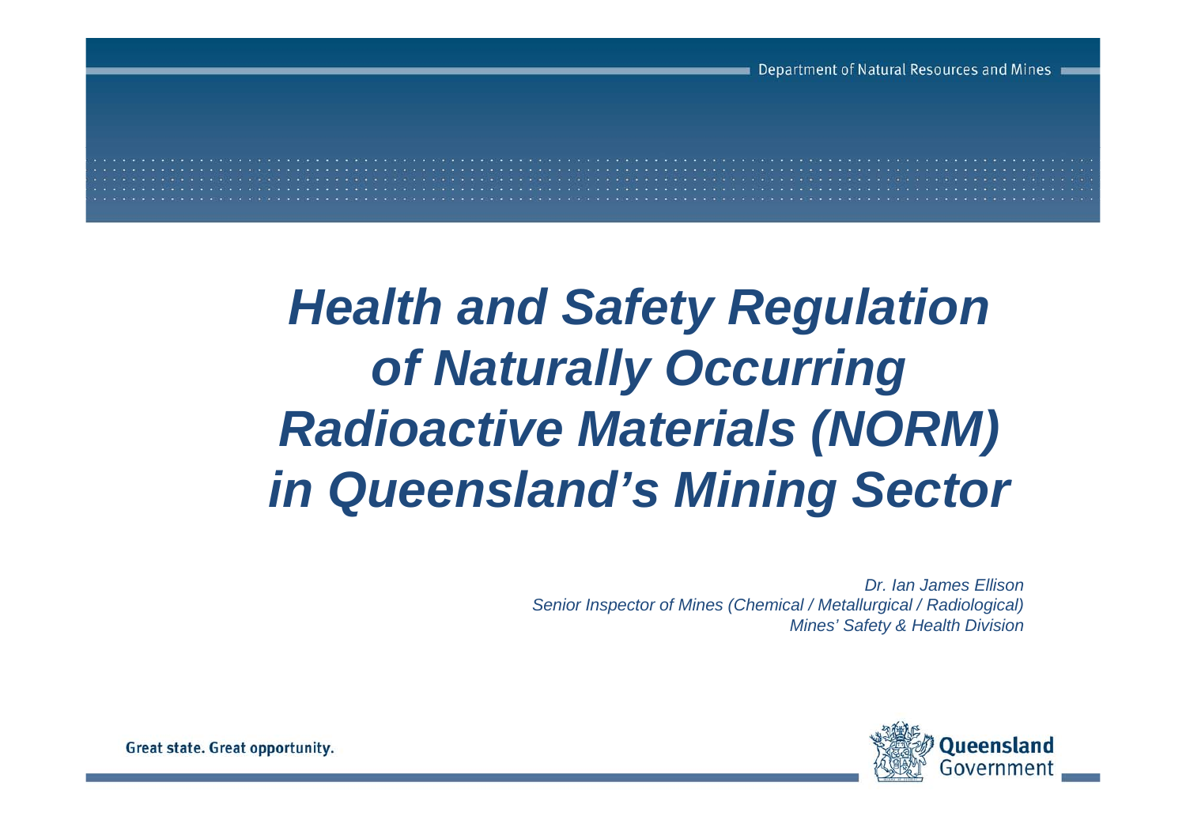Department of Natural Resources and Mines

# *Health and Safety Regulation of Naturally Occurring Radioactive Materials (NORM) in Queensland's Mining Sector*

*Dr. Ian James Ellison*
*Senior Inspector of Mines (Chemical / Metallurgical / Radiological)*
*Mines' Safety & Health Division*

Great state. Great opportunity.

Queensland Government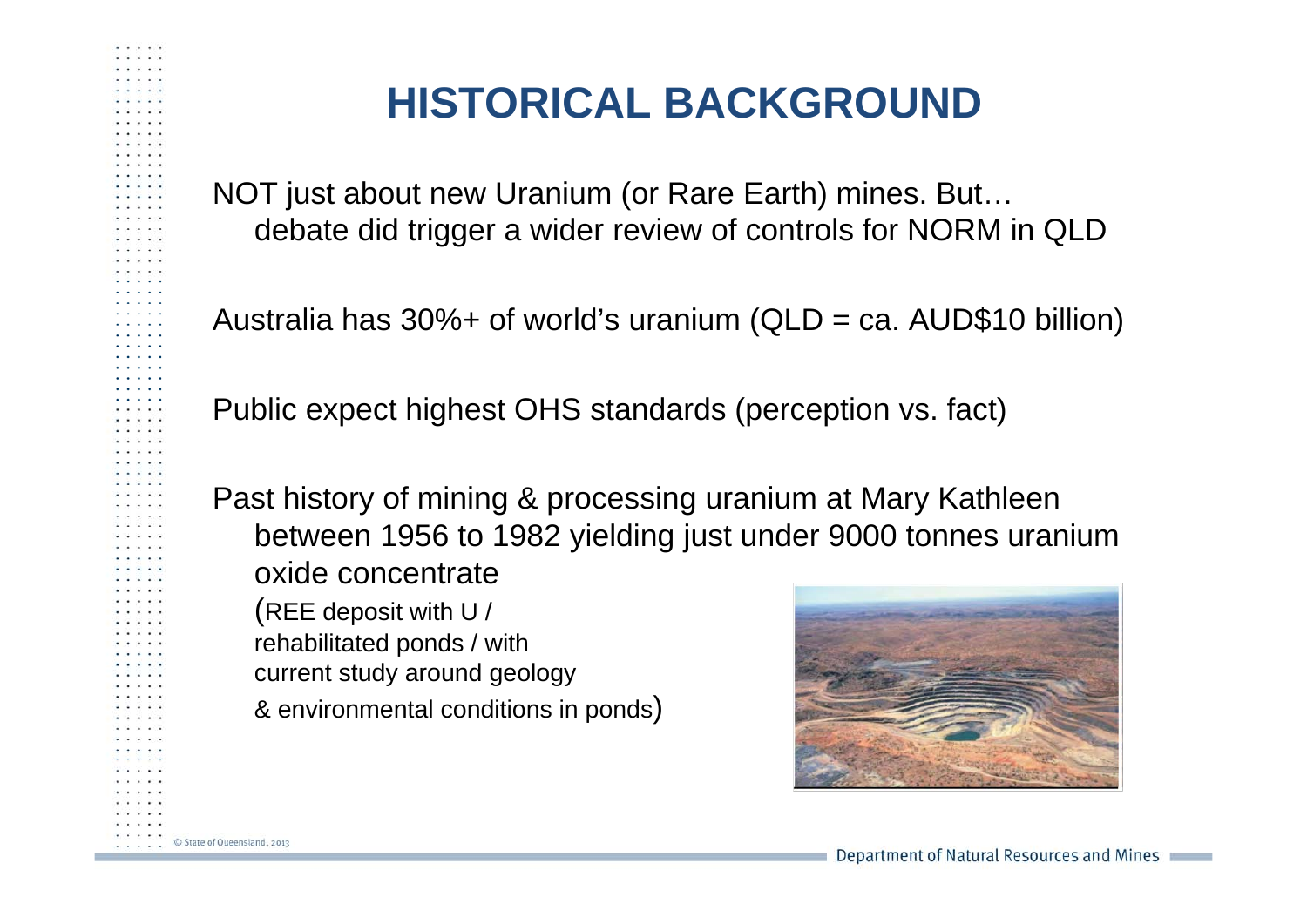# HISTORICAL BACKGROUND

NOT just about new Uranium (or Rare Earth) mines. But… debate did trigger a wider review of controls for NORM in QLD

Australia has 30%+ of world's uranium (QLD = ca. AUD$10 billion)

Public expect highest OHS standards (perception vs. fact)

Past history of mining & processing uranium at Mary Kathleen between 1956 to 1982 yielding just under 9000 tonnes uranium oxide concentrate

(REE deposit with U / rehabilitated ponds / with current study around geology & environmental conditions in ponds)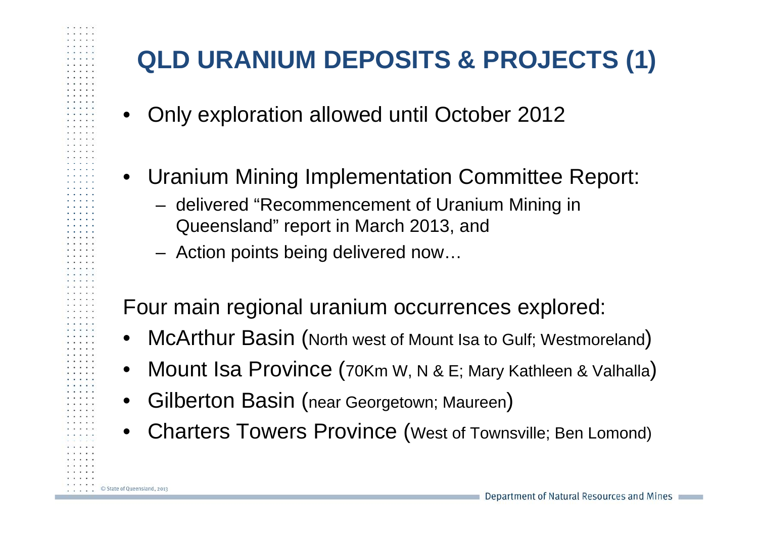# QLD URANIUM DEPOSITS & PROJECTS (1)

- Only exploration allowed until October 2012
- Uranium Mining Implementation Committee Report:
  - delivered "Recommencement of Uranium Mining in Queensland" report in March 2013, and
  - Action points being delivered now…

Four main regional uranium occurrences explored:

- McArthur Basin (North west of Mount Isa to Gulf; Westmoreland)
- Mount Isa Province (70Km W, N & E; Mary Kathleen & Valhalla)
- Gilberton Basin (near Georgetown; Maureen)
- Charters Towers Province (West of Townsville; Ben Lomond)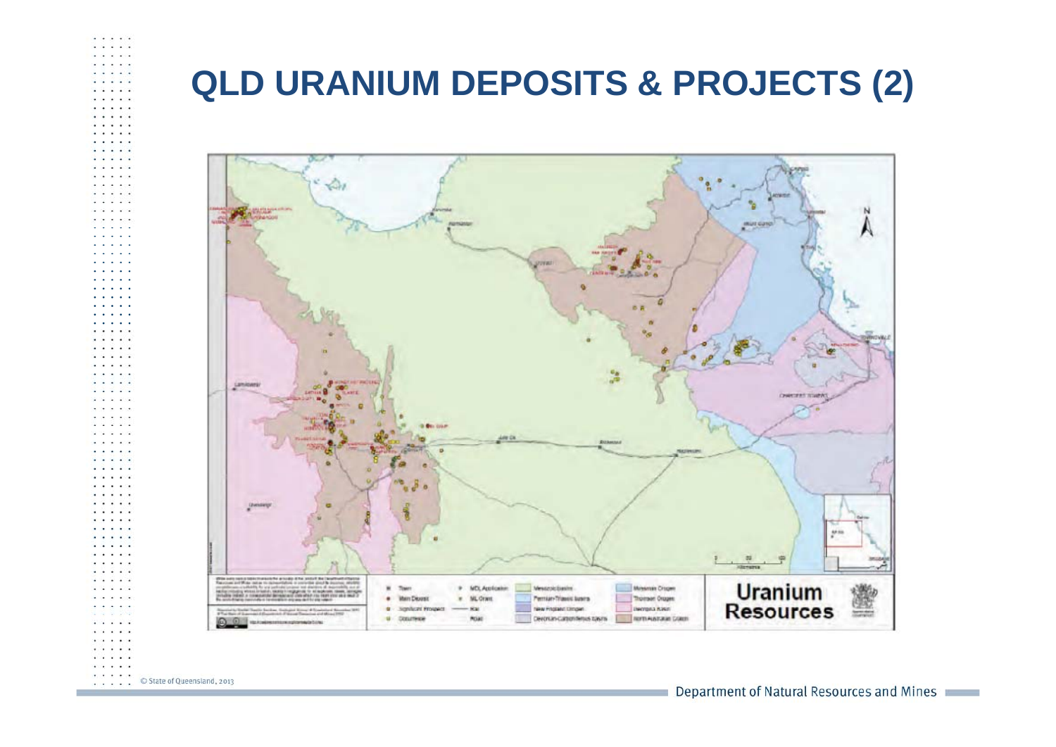# QLD URANIUM DEPOSITS & PROJECTS (2)

N

Town | MDL Application | Mesozoic basins | Mossman Orogen

Main Deposit | ML Grant | Permian-Triassic basins | Thomson Orogen

Significant Prospect | Rail | New England Orogen | Georgina Basin

Occurrence | Road | Devonian-Carboniferous basins | North Australian Craton

Uranium Resources

© State of Queensland, 2013

Department of Natural Resources and Mines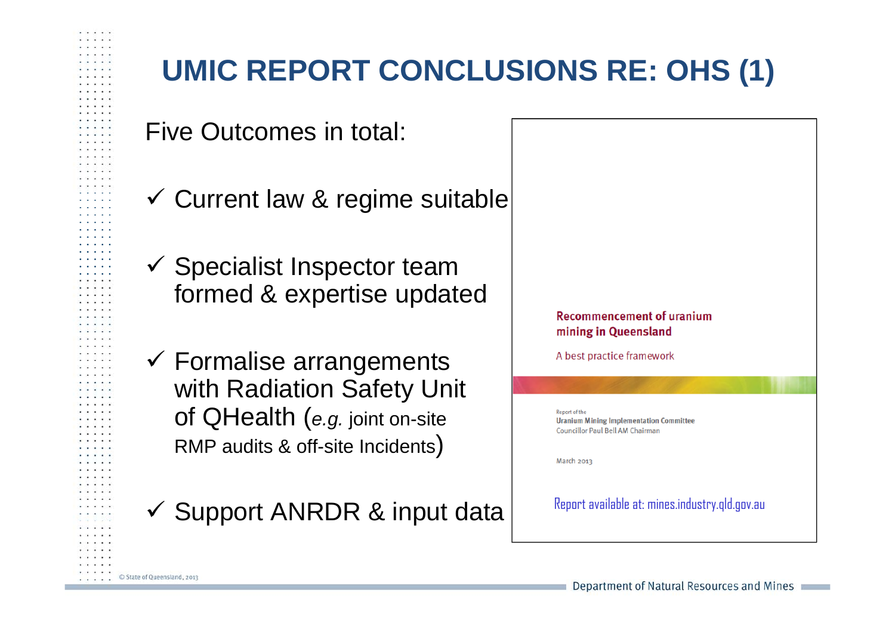# UMIC REPORT CONCLUSIONS RE: OHS (1)

Five Outcomes in total:

- ✓ Current law & regime suitable
- ✓ Specialist Inspector team formed & expertise updated
- ✓ Formalise arrangements with Radiation Safety Unit of QHealth (*e.g.* joint on-site RMP audits & off-site Incidents)
- ✓ Support ANRDR & input data

**Recommencement of uranium mining in Queensland**

A best practice framework

Report of the
**Uranium Mining Implementation Committee**
Councillor Paul Bell AM Chairman

March 2013

Report available at: mines.industry.qld.gov.au

© State of Queensland, 2013

Department of Natural Resources and Mines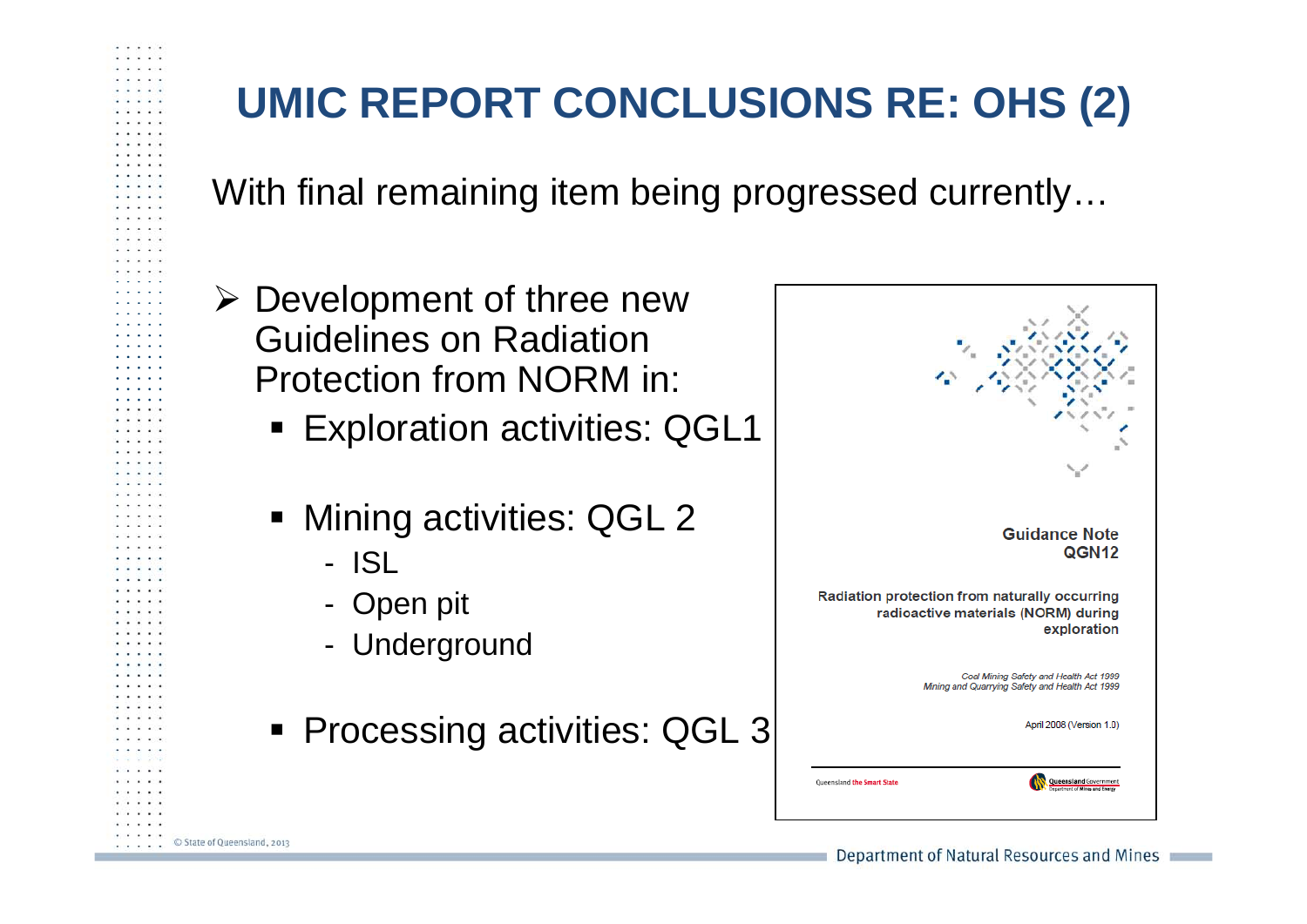# UMIC REPORT CONCLUSIONS RE: OHS (2)

With final remaining item being progressed currently…

- Development of three new Guidelines on Radiation Protection from NORM in:
  - Exploration activities: QGL1
  - Mining activities: QGL 2
    - ISL
    - Open pit
    - Underground
  - Processing activities: QGL 3

**Guidance Note QGN12**

**Radiation protection from naturally occurring radioactive materials (NORM) during exploration**

*Coal Mining Safety and Health Act 1999*
*Mining and Quarrying Safety and Health Act 1999*

April 2008 (Version 1.0)

Queensland the Smart State

Queensland Government
Department of Mines and Energy

© State of Queensland, 2013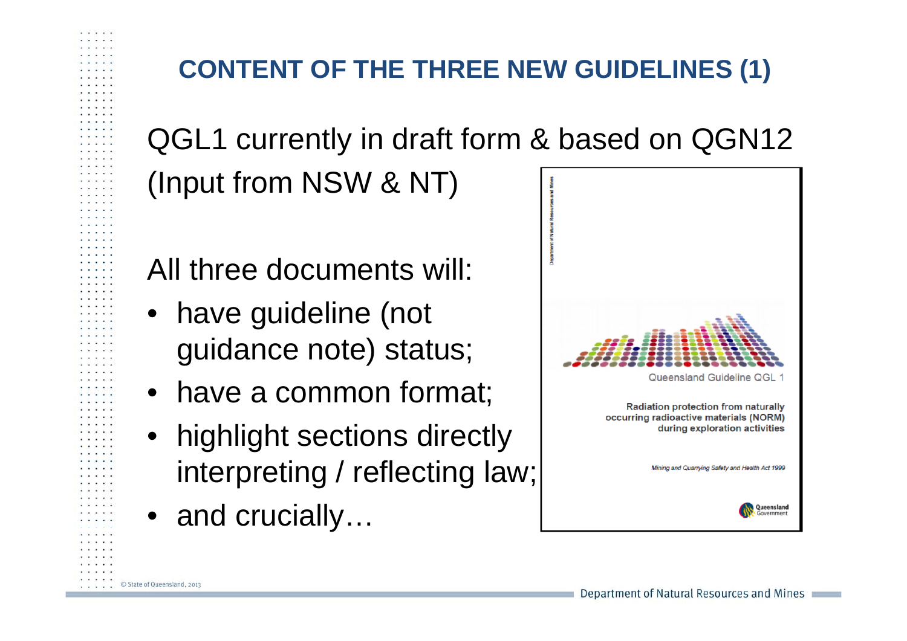# CONTENT OF THE THREE NEW GUIDELINES (1)

QGL1 currently in draft form & based on QGN12 (Input from NSW & NT)

All three documents will:

- have guideline (not guidance note) status;
- have a common format;
- highlight sections directly interpreting / reflecting law;
- and crucially…

Queensland Guideline QGL 1

Radiation protection from naturally occurring radioactive materials (NORM) during exploration activities

*Mining and Quarrying Safety and Health Act 1999*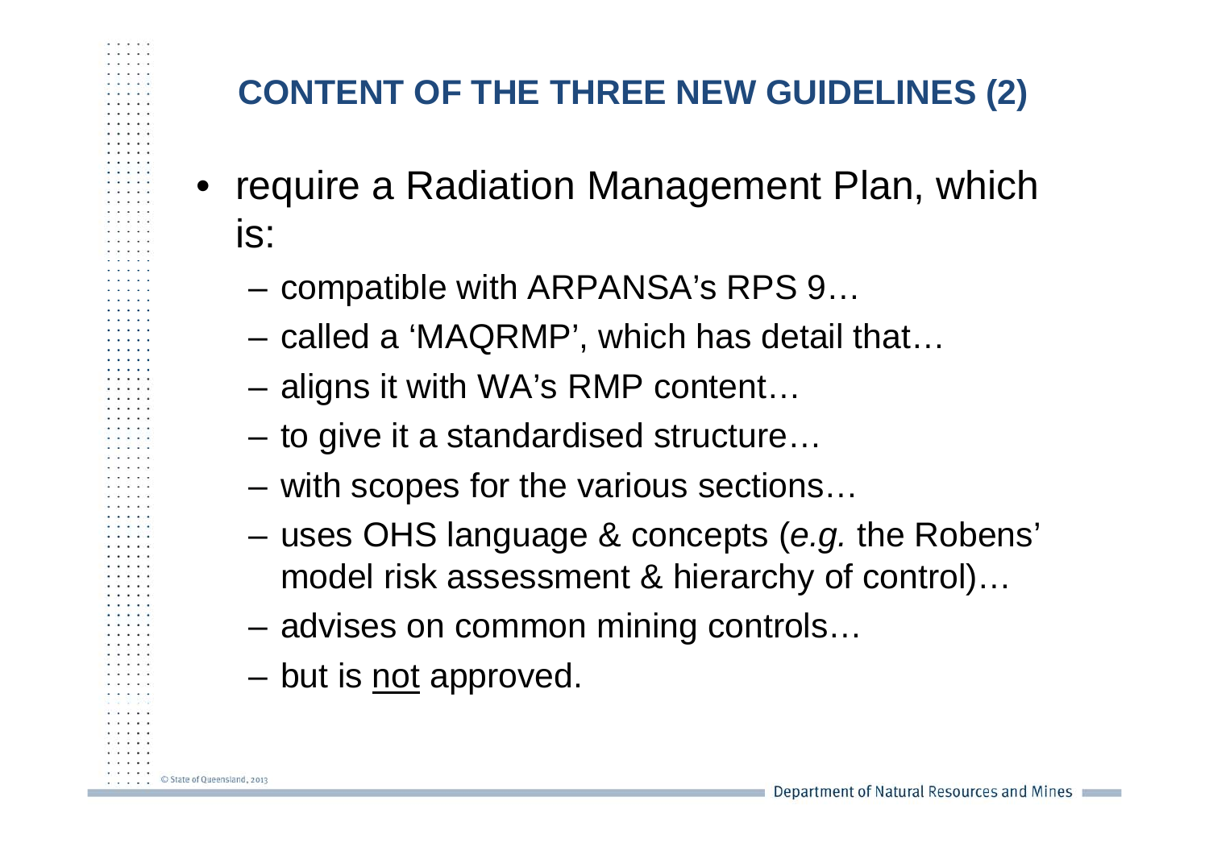## CONTENT OF THE THREE NEW GUIDELINES (2)

- require a Radiation Management Plan, which is:
  - compatible with ARPANSA's RPS 9…
  - called a 'MAQRMP', which has detail that…
  - aligns it with WA's RMP content…
  - to give it a standardised structure…
  - with scopes for the various sections…
  - uses OHS language & concepts (*e.g.* the Robens' model risk assessment & hierarchy of control)…
  - advises on common mining controls…
  - but is <u>not</u> approved.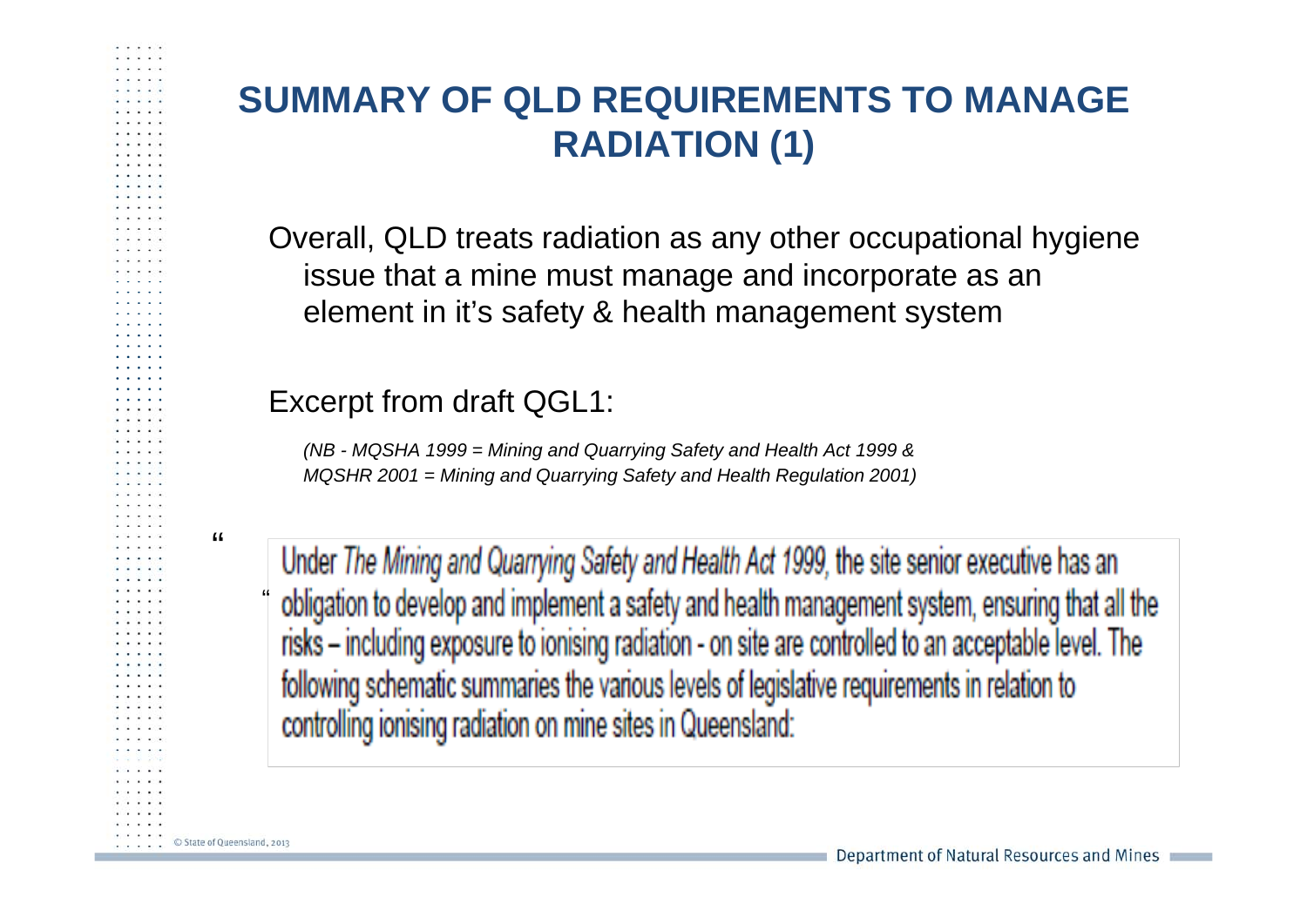# SUMMARY OF QLD REQUIREMENTS TO MANAGE RADIATION (1)

Overall, QLD treats radiation as any other occupational hygiene issue that a mine must manage and incorporate as an element in it's safety & health management system

Excerpt from draft QGL1:

*(NB - MQSHA 1999 = Mining and Quarrying Safety and Health Act 1999 & MQSHR 2001 = Mining and Quarrying Safety and Health Regulation 2001)*

"

Under *The Mining and Quarrying Safety and Health Act 1999*, the site senior executive has an obligation to develop and implement a safety and health management system, ensuring that all the risks – including exposure to ionising radiation - on site are controlled to an acceptable level. The following schematic summaries the various levels of legislative requirements in relation to controlling ionising radiation on mine sites in Queensland:

© State of Queensland, 2013

Department of Natural Resources and Mines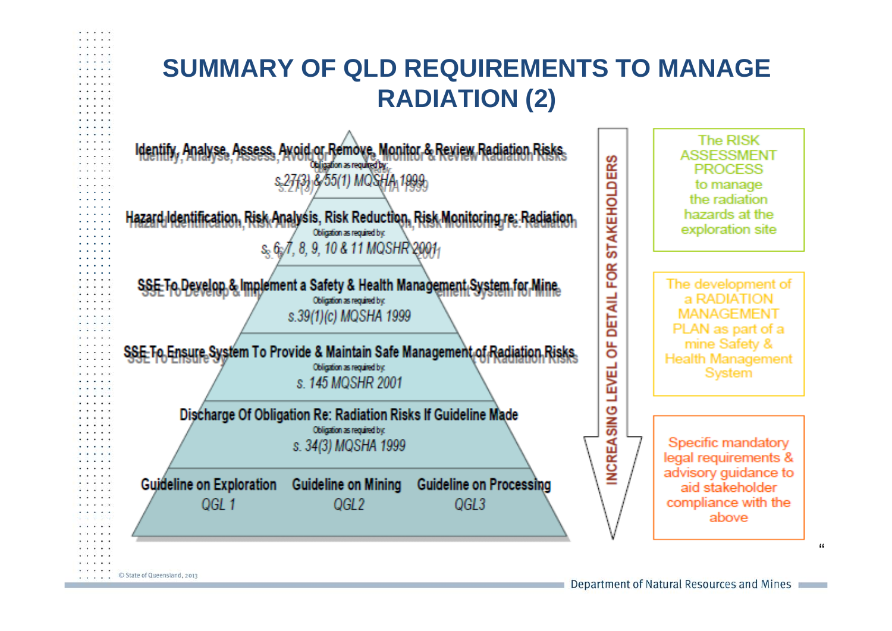# SUMMARY OF QLD REQUIREMENTS TO MANAGE RADIATION (2)

Identify, Analyse, Assess, Avoid or Remove, Monitor & Review Radiation Risks

Obligation as required by:

*s.27(3) & 55(1) MQSHA 1999*

Hazard Identification, Risk Analysis, Risk Reduction, Risk Monitoring re: Radiation

Obligation as required by:

*s. 6, 7, 8, 9, 10 & 11 MQSHR 2001*

SSE To Develop & Implement a Safety & Health Management System for Mine

Obligation as required by:

*s.39(1)(c) MQSHA 1999*

SSE To Ensure System To Provide & Maintain Safe Management of Radiation Risks

Obligation as required by:

*s. 145 MQSHR 2001*

Discharge Of Obligation Re: Radiation Risks If Guideline Made

Obligation as required by:

*s. 34(3) MQSHA 1999*

Guideline on Exploration *QGL 1*

Guideline on Mining *QGL2*

Guideline on Processing *QGL3*

INCREASING LEVEL OF DETAIL FOR STAKEHOLDERS

The RISK ASSESSMENT PROCESS to manage the radiation hazards at the exploration site

The development of a RADIATION MANAGEMENT PLAN as part of a mine Safety & Health Management System

Specific mandatory legal requirements & advisory guidance to aid stakeholder compliance with the above

© State of Queensland, 2013

Department of Natural Resources and Mines